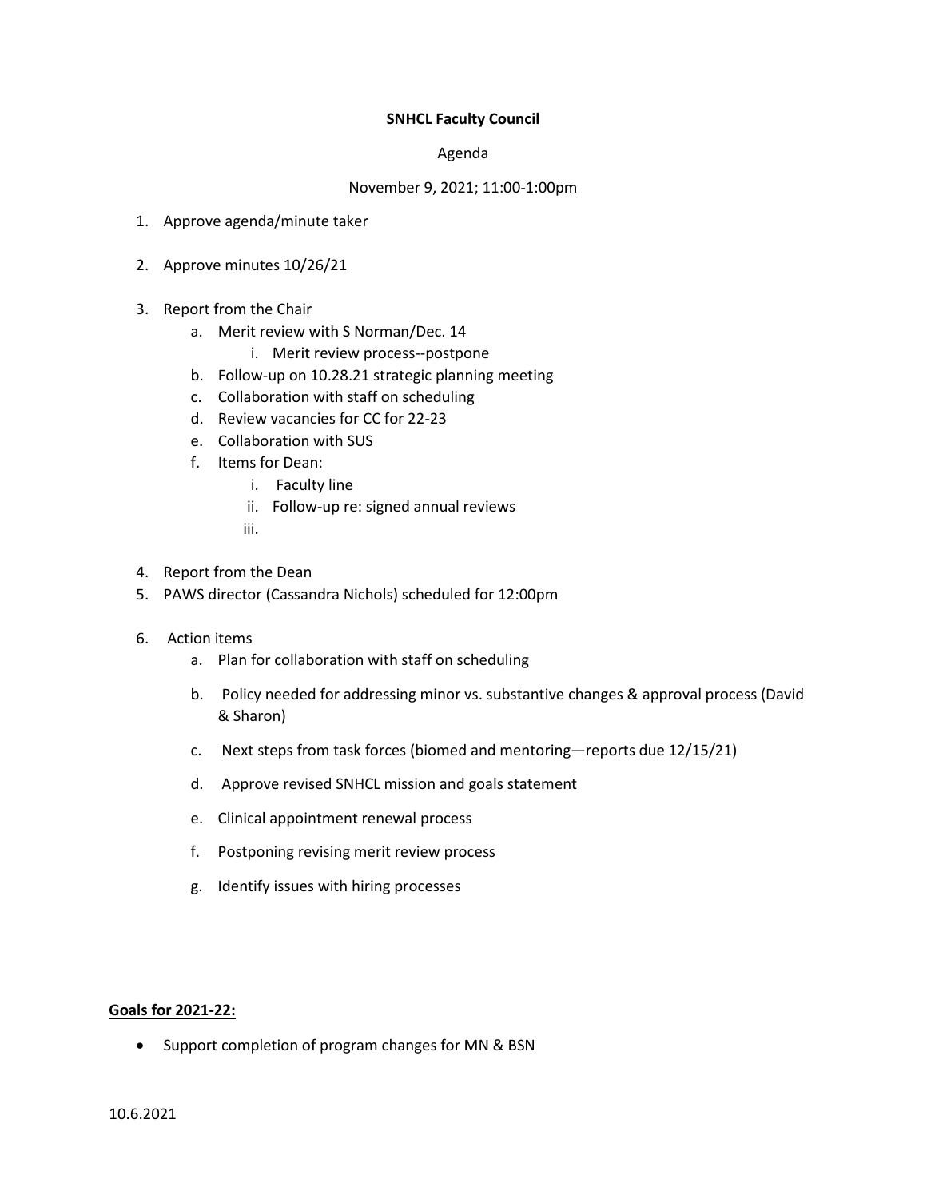**SNHCL Faculty Council**

Agenda

November 9, 2021; 11:00-1:00pm

1. Approve agenda/minute taker

2. Approve minutes 10/26/21

3. Report from the Chair
   a. Merit review with S Norman/Dec. 14
      i. Merit review process--postpone
   b. Follow-up on 10.28.21 strategic planning meeting
   c. Collaboration with staff on scheduling
   d. Review vacancies for CC for 22-23
   e. Collaboration with SUS
   f. Items for Dean:
      i. Faculty line
      ii. Follow-up re: signed annual reviews
      iii.

4. Report from the Dean
5. PAWS director (Cassandra Nichols) scheduled for 12:00pm

6. Action items
   a. Plan for collaboration with staff on scheduling

   b. Policy needed for addressing minor vs. substantive changes & approval process (David & Sharon)

   c. Next steps from task forces (biomed and mentoring—reports due 12/15/21)

   d. Approve revised SNHCL mission and goals statement

   e. Clinical appointment renewal process

   f. Postponing revising merit review process

   g. Identify issues with hiring processes

**<u>Goals for 2021-22:</u>**

- Support completion of program changes for MN & BSN

10.6.2021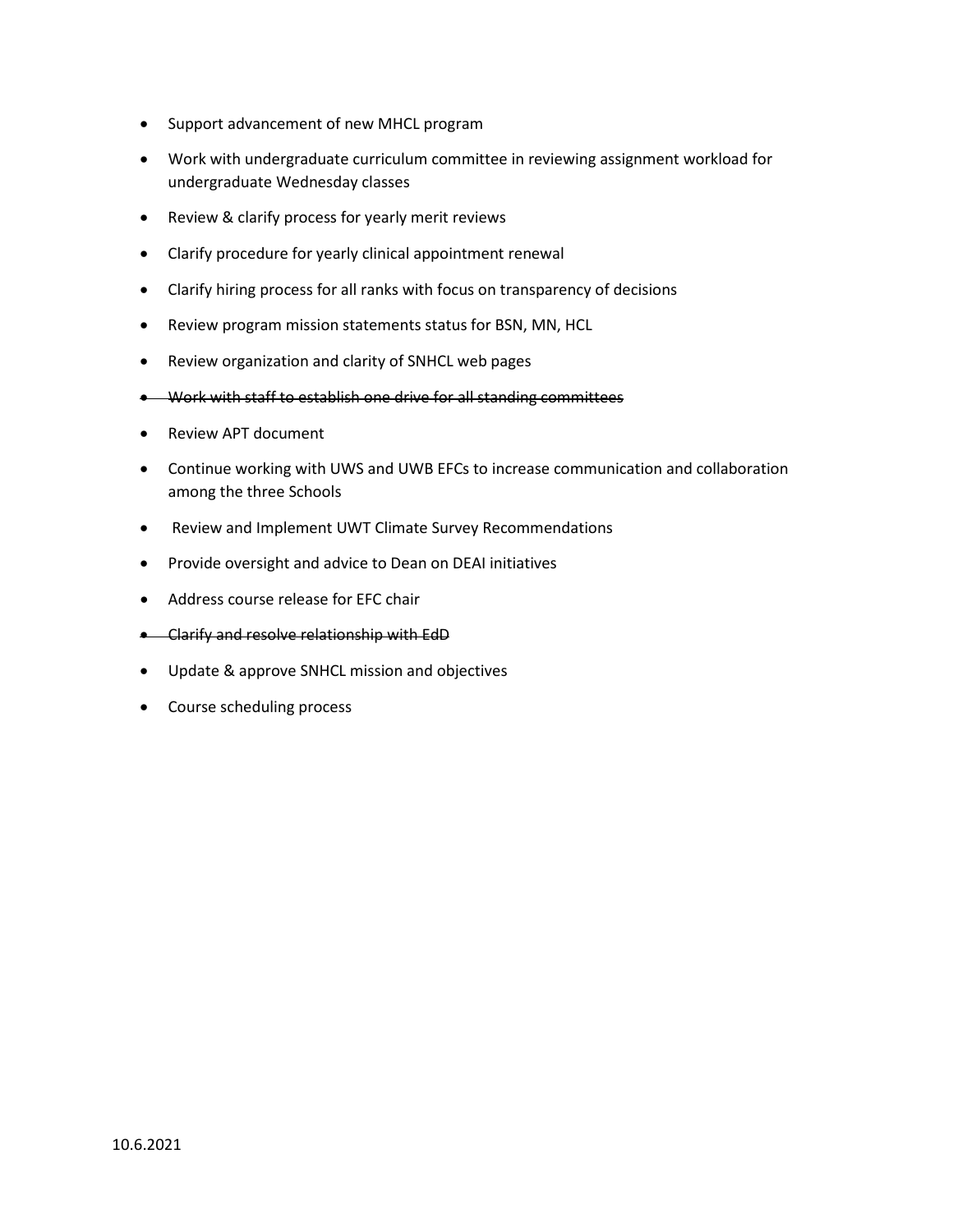- Support advancement of new MHCL program
- Work with undergraduate curriculum committee in reviewing assignment workload for undergraduate Wednesday classes
- Review & clarify process for yearly merit reviews
- Clarify procedure for yearly clinical appointment renewal
- Clarify hiring process for all ranks with focus on transparency of decisions
- Review program mission statements status for BSN, MN, HCL
- Review organization and clarity of SNHCL web pages
- ~~Work with staff to establish one drive for all standing committees~~
- Review APT document
- Continue working with UWS and UWB EFCs to increase communication and collaboration among the three Schools
- Review and Implement UWT Climate Survey Recommendations
- Provide oversight and advice to Dean on DEAI initiatives
- Address course release for EFC chair
- ~~Clarify and resolve relationship with EdD~~
- Update & approve SNHCL mission and objectives
- Course scheduling process

10.6.2021